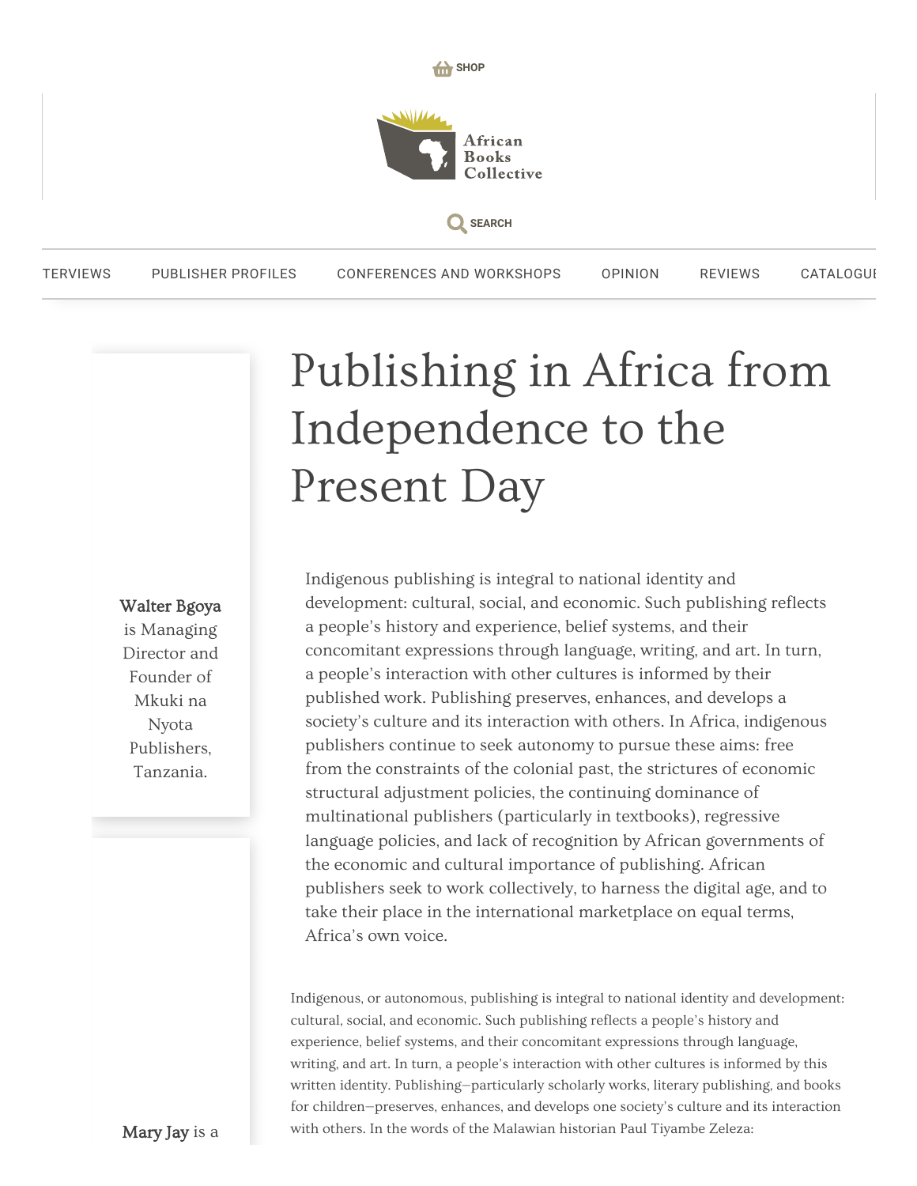# Publishing in Africa from Independence to the Present Day

**Walter Bgoya** is Managing Director and Founder of Mkuki na Nyota Publishers, Tanzania.

**Mary Jay** is a

Indigenous publishing is integral to national identity and development: cultural, social, and economic. Such publishing reflects a people's history and experience, belief systems, and their concomitant expressions through language, writing, and art. In turn, a people's interaction with other cultures is informed by their published work. Publishing preserves, enhances, and develops a society's culture and its interaction with others. In Africa, indigenous publishers continue to seek autonomy to pursue these aims: free from the constraints of the colonial past, the strictures of economic structural adjustment policies, the continuing dominance of multinational publishers (particularly in textbooks), regressive language policies, and lack of recognition by African governments of the economic and cultural importance of publishing. African publishers seek to work collectively, to harness the digital age, and to take their place in the international marketplace on equal terms, Africa's own voice.

Indigenous, or autonomous, publishing is integral to national identity and development: cultural, social, and economic. Such publishing reflects a people's history and experience, belief systems, and their concomitant expressions through language, writing, and art. In turn, a people's interaction with other cultures is informed by this written identity. Publishing—particularly scholarly works, literary publishing, and books for children—preserves, enhances, and develops one society's culture and its interaction with others. In the words of the Malawian historian Paul Tiyambe Zeleza: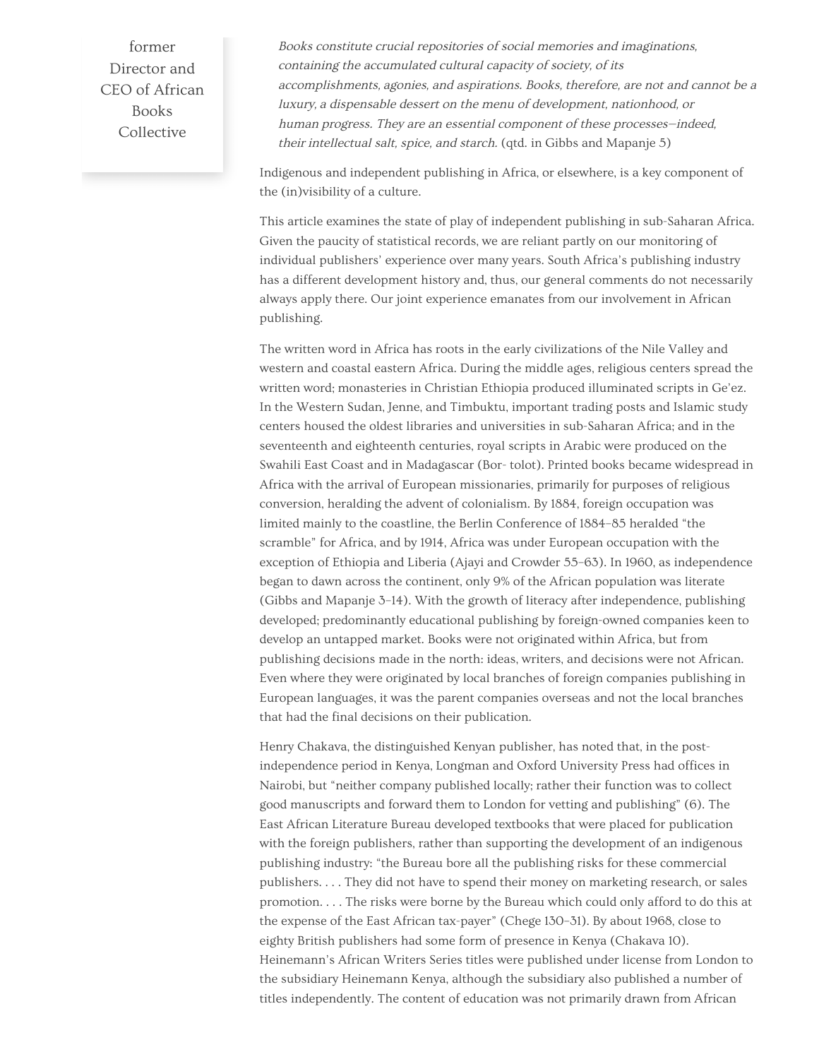former Director and CEO of African Books Collective

> *Books constitute crucial repositories of social memories and imaginations, containing the accumulated cultural capacity of society, of its accomplishments, agonies, and aspirations. Books, therefore, are not and cannot be a luxury, a dispensable dessert on the menu of development, nationhood, or human progress. They are an essential component of these processes—indeed, their intellectual salt, spice, and starch.* (qtd. in Gibbs and Mapanje 5)

Indigenous and independent publishing in Africa, or elsewhere, is a key component of the (in)visibility of a culture.

This article examines the state of play of independent publishing in sub-Saharan Africa. Given the paucity of statistical records, we are reliant partly on our monitoring of individual publishers' experience over many years. South Africa's publishing industry has a different development history and, thus, our general comments do not necessarily always apply there. Our joint experience emanates from our involvement in African publishing.

The written word in Africa has roots in the early civilizations of the Nile Valley and western and coastal eastern Africa. During the middle ages, religious centers spread the written word; monasteries in Christian Ethiopia produced illuminated scripts in Ge'ez. In the Western Sudan, Jenne, and Timbuktu, important trading posts and Islamic study centers housed the oldest libraries and universities in sub-Saharan Africa; and in the seventeenth and eighteenth centuries, royal scripts in Arabic were produced on the Swahili East Coast and in Madagascar (Bor- tolot). Printed books became widespread in Africa with the arrival of European missionaries, primarily for purposes of religious conversion, heralding the advent of colonialism. By 1884, foreign occupation was limited mainly to the coastline, the Berlin Conference of 1884–85 heralded "the scramble" for Africa, and by 1914, Africa was under European occupation with the exception of Ethiopia and Liberia (Ajayi and Crowder 55–63). In 1960, as independence began to dawn across the continent, only 9% of the African population was literate (Gibbs and Mapanje 3–14). With the growth of literacy after independence, publishing developed; predominantly educational publishing by foreign-owned companies keen to develop an untapped market. Books were not originated within Africa, but from publishing decisions made in the north: ideas, writers, and decisions were not African. Even where they were originated by local branches of foreign companies publishing in European languages, it was the parent companies overseas and not the local branches that had the final decisions on their publication.

Henry Chakava, the distinguished Kenyan publisher, has noted that, in the post-independence period in Kenya, Longman and Oxford University Press had offices in Nairobi, but "neither company published locally; rather their function was to collect good manuscripts and forward them to London for vetting and publishing" (6). The East African Literature Bureau developed textbooks that were placed for publication with the foreign publishers, rather than supporting the development of an indigenous publishing industry: "the Bureau bore all the publishing risks for these commercial publishers. . . . They did not have to spend their money on marketing research, or sales promotion. . . . The risks were borne by the Bureau which could only afford to do this at the expense of the East African tax-payer" (Chege 130–31). By about 1968, close to eighty British publishers had some form of presence in Kenya (Chakava 10). Heinemann's African Writers Series titles were published under license from London to the subsidiary Heinemann Kenya, although the subsidiary also published a number of titles independently. The content of education was not primarily drawn from African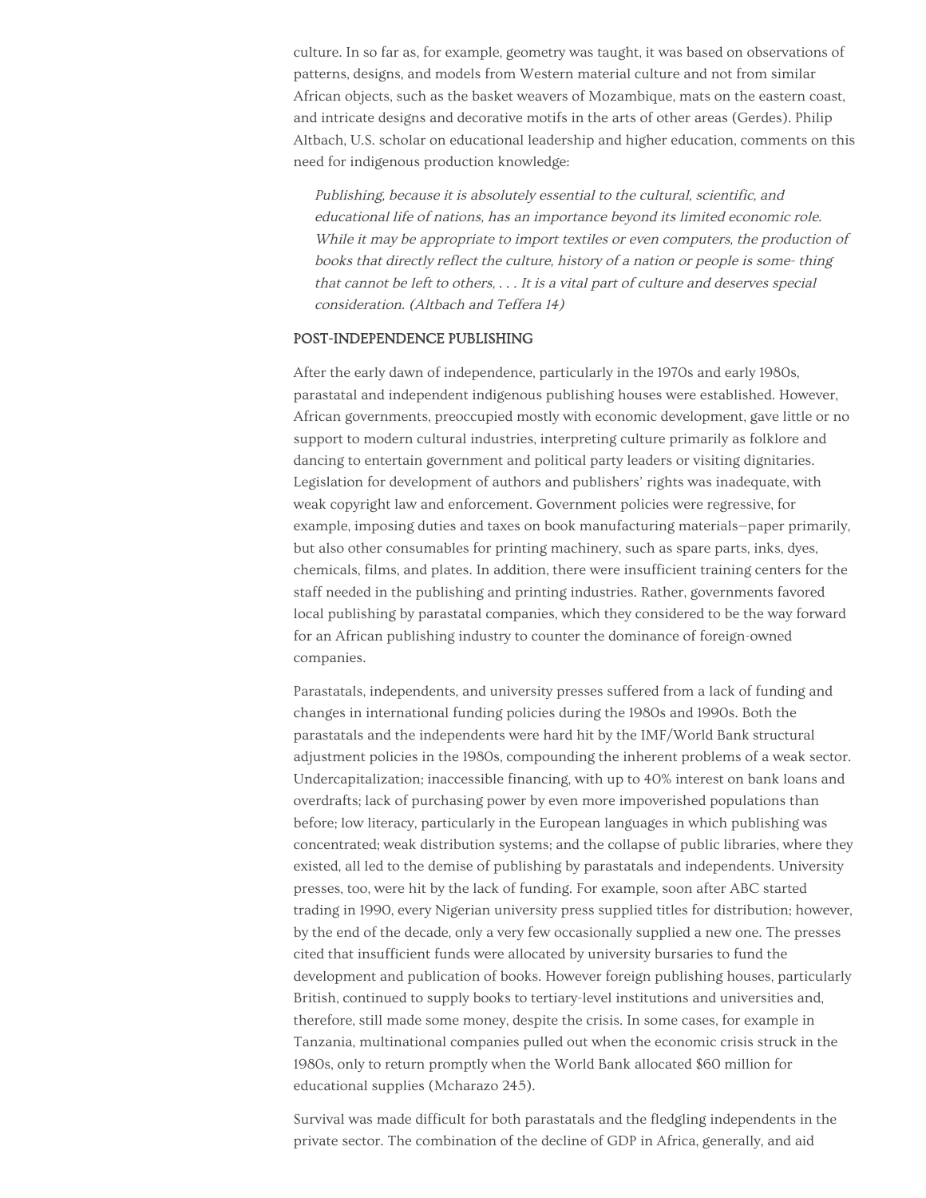culture. In so far as, for example, geometry was taught, it was based on observations of patterns, designs, and models from Western material culture and not from similar African objects, such as the basket weavers of Mozambique, mats on the eastern coast, and intricate designs and decorative motifs in the arts of other areas (Gerdes). Philip Altbach, U.S. scholar on educational leadership and higher education, comments on this need for indigenous production knowledge:

> *Publishing, because it is absolutely essential to the cultural, scientific, and educational life of nations, has an importance beyond its limited economic role. While it may be appropriate to import textiles or even computers, the production of books that directly reflect the culture, history of a nation or people is some- thing that cannot be left to others, . . . It is a vital part of culture and deserves special consideration. (Altbach and Teffera 14)*

## POST-INDEPENDENCE PUBLISHING

After the early dawn of independence, particularly in the 1970s and early 1980s, parastatal and independent indigenous publishing houses were established. However, African governments, preoccupied mostly with economic development, gave little or no support to modern cultural industries, interpreting culture primarily as folklore and dancing to entertain government and political party leaders or visiting dignitaries. Legislation for development of authors and publishers' rights was inadequate, with weak copyright law and enforcement. Government policies were regressive, for example, imposing duties and taxes on book manufacturing materials—paper primarily, but also other consumables for printing machinery, such as spare parts, inks, dyes, chemicals, films, and plates. In addition, there were insufficient training centers for the staff needed in the publishing and printing industries. Rather, governments favored local publishing by parastatal companies, which they considered to be the way forward for an African publishing industry to counter the dominance of foreign-owned companies.

Parastatals, independents, and university presses suffered from a lack of funding and changes in international funding policies during the 1980s and 1990s. Both the parastatals and the independents were hard hit by the IMF/World Bank structural adjustment policies in the 1980s, compounding the inherent problems of a weak sector. Undercapitalization; inaccessible financing, with up to 40% interest on bank loans and overdrafts; lack of purchasing power by even more impoverished populations than before; low literacy, particularly in the European languages in which publishing was concentrated; weak distribution systems; and the collapse of public libraries, where they existed, all led to the demise of publishing by parastatals and independents. University presses, too, were hit by the lack of funding. For example, soon after ABC started trading in 1990, every Nigerian university press supplied titles for distribution; however, by the end of the decade, only a very few occasionally supplied a new one. The presses cited that insufficient funds were allocated by university bursaries to fund the development and publication of books. However foreign publishing houses, particularly British, continued to supply books to tertiary-level institutions and universities and, therefore, still made some money, despite the crisis. In some cases, for example in Tanzania, multinational companies pulled out when the economic crisis struck in the 1980s, only to return promptly when the World Bank allocated $60 million for educational supplies (Mcharazo 245).

Survival was made difficult for both parastatals and the fledgling independents in the private sector. The combination of the decline of GDP in Africa, generally, and aid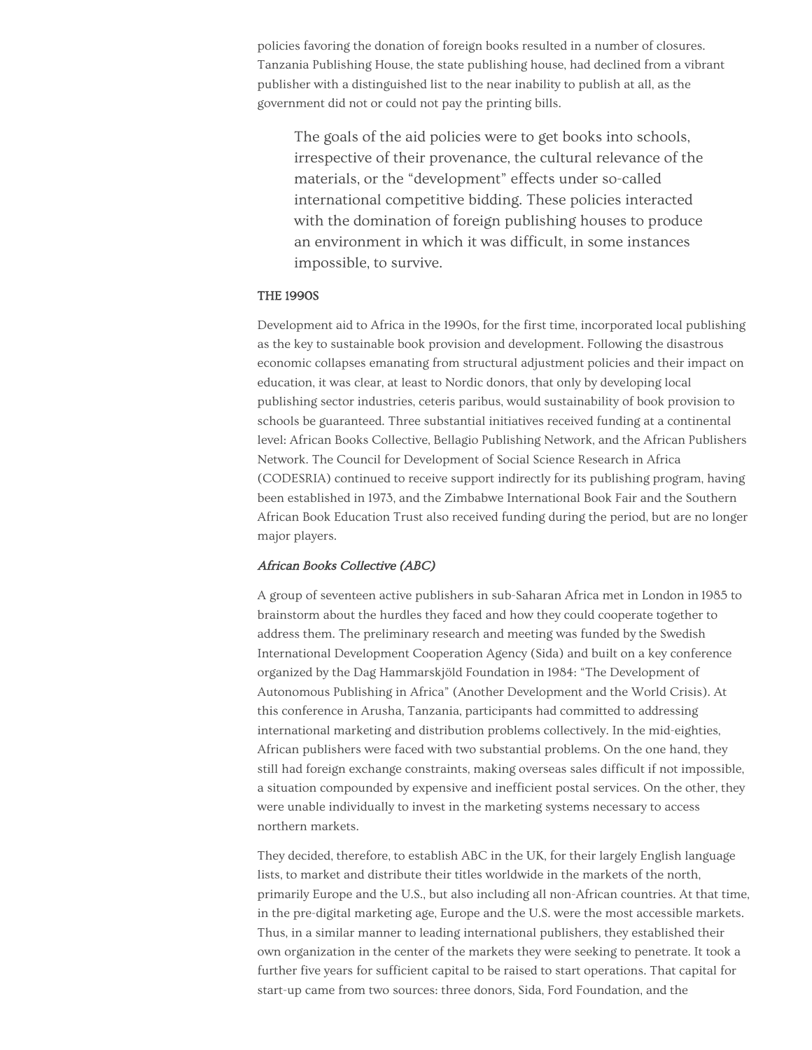policies favoring the donation of foreign books resulted in a number of closures. Tanzania Publishing House, the state publishing house, had declined from a vibrant publisher with a distinguished list to the near inability to publish at all, as the government did not or could not pay the printing bills.

> The goals of the aid policies were to get books into schools, irrespective of their provenance, the cultural relevance of the materials, or the "development" effects under so-called international competitive bidding. These policies interacted with the domination of foreign publishing houses to produce an environment in which it was difficult, in some instances impossible, to survive.

### THE 1990S

Development aid to Africa in the 1990s, for the first time, incorporated local publishing as the key to sustainable book provision and development. Following the disastrous economic collapses emanating from structural adjustment policies and their impact on education, it was clear, at least to Nordic donors, that only by developing local publishing sector industries, ceteris paribus, would sustainability of book provision to schools be guaranteed. Three substantial initiatives received funding at a continental level: African Books Collective, Bellagio Publishing Network, and the African Publishers Network. The Council for Development of Social Science Research in Africa (CODESRIA) continued to receive support indirectly for its publishing program, having been established in 1973, and the Zimbabwe International Book Fair and the Southern African Book Education Trust also received funding during the period, but are no longer major players.

#### *African Books Collective (ABC)*

A group of seventeen active publishers in sub-Saharan Africa met in London in 1985 to brainstorm about the hurdles they faced and how they could cooperate together to address them. The preliminary research and meeting was funded by the Swedish International Development Cooperation Agency (Sida) and built on a key conference organized by the Dag Hammarskjöld Foundation in 1984: "The Development of Autonomous Publishing in Africa" (Another Development and the World Crisis). At this conference in Arusha, Tanzania, participants had committed to addressing international marketing and distribution problems collectively. In the mid-eighties, African publishers were faced with two substantial problems. On the one hand, they still had foreign exchange constraints, making overseas sales difficult if not impossible, a situation compounded by expensive and inefficient postal services. On the other, they were unable individually to invest in the marketing systems necessary to access northern markets.

They decided, therefore, to establish ABC in the UK, for their largely English language lists, to market and distribute their titles worldwide in the markets of the north, primarily Europe and the U.S., but also including all non-African countries. At that time, in the pre-digital marketing age, Europe and the U.S. were the most accessible markets. Thus, in a similar manner to leading international publishers, they established their own organization in the center of the markets they were seeking to penetrate. It took a further five years for sufficient capital to be raised to start operations. That capital for start-up came from two sources: three donors, Sida, Ford Foundation, and the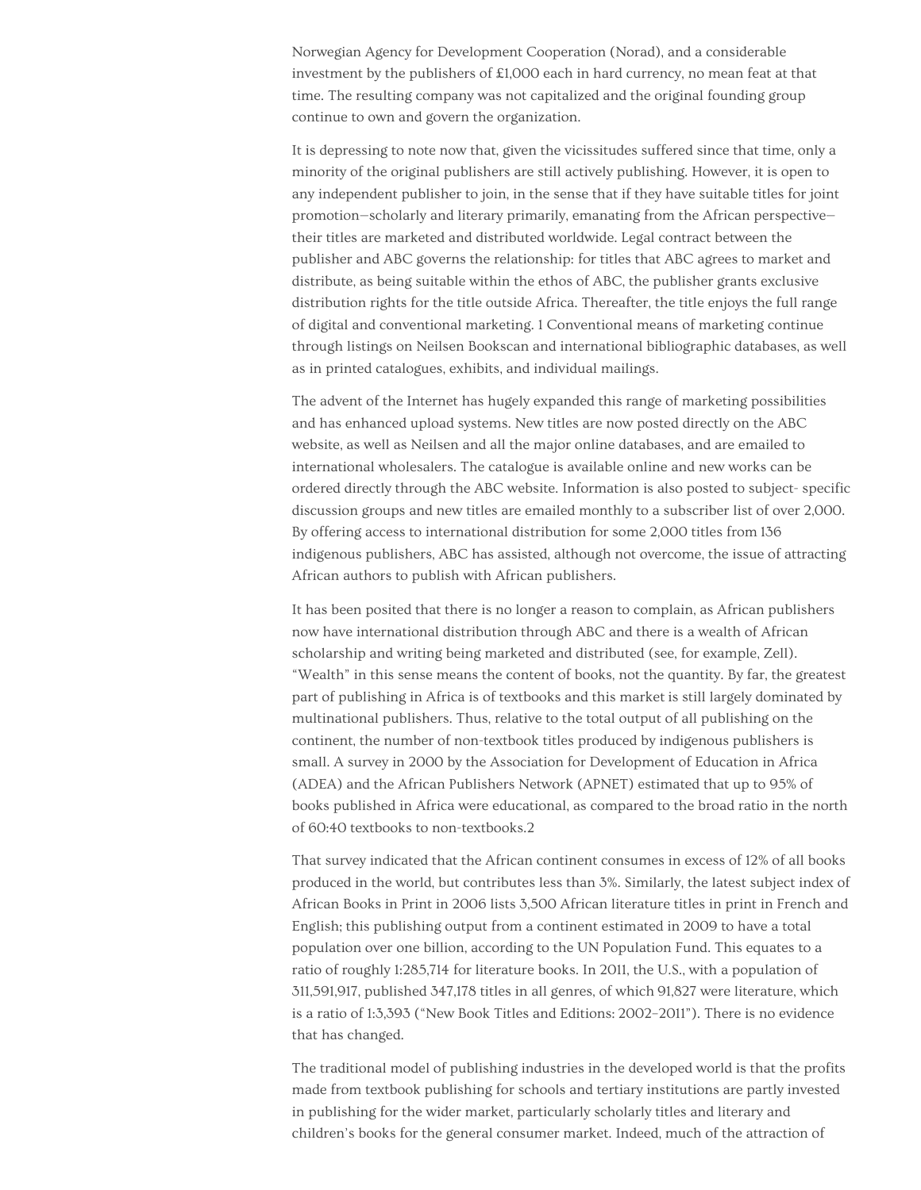Norwegian Agency for Development Cooperation (Norad), and a considerable investment by the publishers of £1,000 each in hard currency, no mean feat at that time. The resulting company was not capitalized and the original founding group continue to own and govern the organization.

It is depressing to note now that, given the vicissitudes suffered since that time, only a minority of the original publishers are still actively publishing. However, it is open to any independent publisher to join, in the sense that if they have suitable titles for joint promotion—scholarly and literary primarily, emanating from the African perspective—their titles are marketed and distributed worldwide. Legal contract between the publisher and ABC governs the relationship: for titles that ABC agrees to market and distribute, as being suitable within the ethos of ABC, the publisher grants exclusive distribution rights for the title outside Africa. Thereafter, the title enjoys the full range of digital and conventional marketing. [1] Conventional means of marketing continue through listings on Neilsen Bookscan and international bibliographic databases, as well as in printed catalogues, exhibits, and individual mailings.

The advent of the Internet has hugely expanded this range of marketing possibilities and has enhanced upload systems. New titles are now posted directly on the ABC website, as well as Neilsen and all the major online databases, and are emailed to international wholesalers. The catalogue is available online and new works can be ordered directly through the ABC website. Information is also posted to subject- specific discussion groups and new titles are emailed monthly to a subscriber list of over 2,000. By offering access to international distribution for some 2,000 titles from 136 indigenous publishers, ABC has assisted, although not overcome, the issue of attracting African authors to publish with African publishers.

It has been posited that there is no longer a reason to complain, as African publishers now have international distribution through ABC and there is a wealth of African scholarship and writing being marketed and distributed (see, for example, Zell). "Wealth" in this sense means the content of books, not the quantity. By far, the greatest part of publishing in Africa is of textbooks and this market is still largely dominated by multinational publishers. Thus, relative to the total output of all publishing on the continent, the number of non-textbook titles produced by indigenous publishers is small. A survey in 2000 by the Association for Development of Education in Africa (ADEA) and the African Publishers Network (APNET) estimated that up to 95% of books published in Africa were educational, as compared to the broad ratio in the north of 60:40 textbooks to non-textbooks.[2]

That survey indicated that the African continent consumes in excess of 12% of all books produced in the world, but contributes less than 3%. Similarly, the latest subject index of African Books in Print in 2006 lists 3,500 African literature titles in print in French and English; this publishing output from a continent estimated in 2009 to have a total population over one billion, according to the UN Population Fund. This equates to a ratio of roughly 1:285,714 for literature books. In 2011, the U.S., with a population of 311,591,917, published 347,178 titles in all genres, of which 91,827 were literature, which is a ratio of 1:3,393 ("New Book Titles and Editions: 2002–2011"). There is no evidence that has changed.

The traditional model of publishing industries in the developed world is that the profits made from textbook publishing for schools and tertiary institutions are partly invested in publishing for the wider market, particularly scholarly titles and literary and children's books for the general consumer market. Indeed, much of the attraction of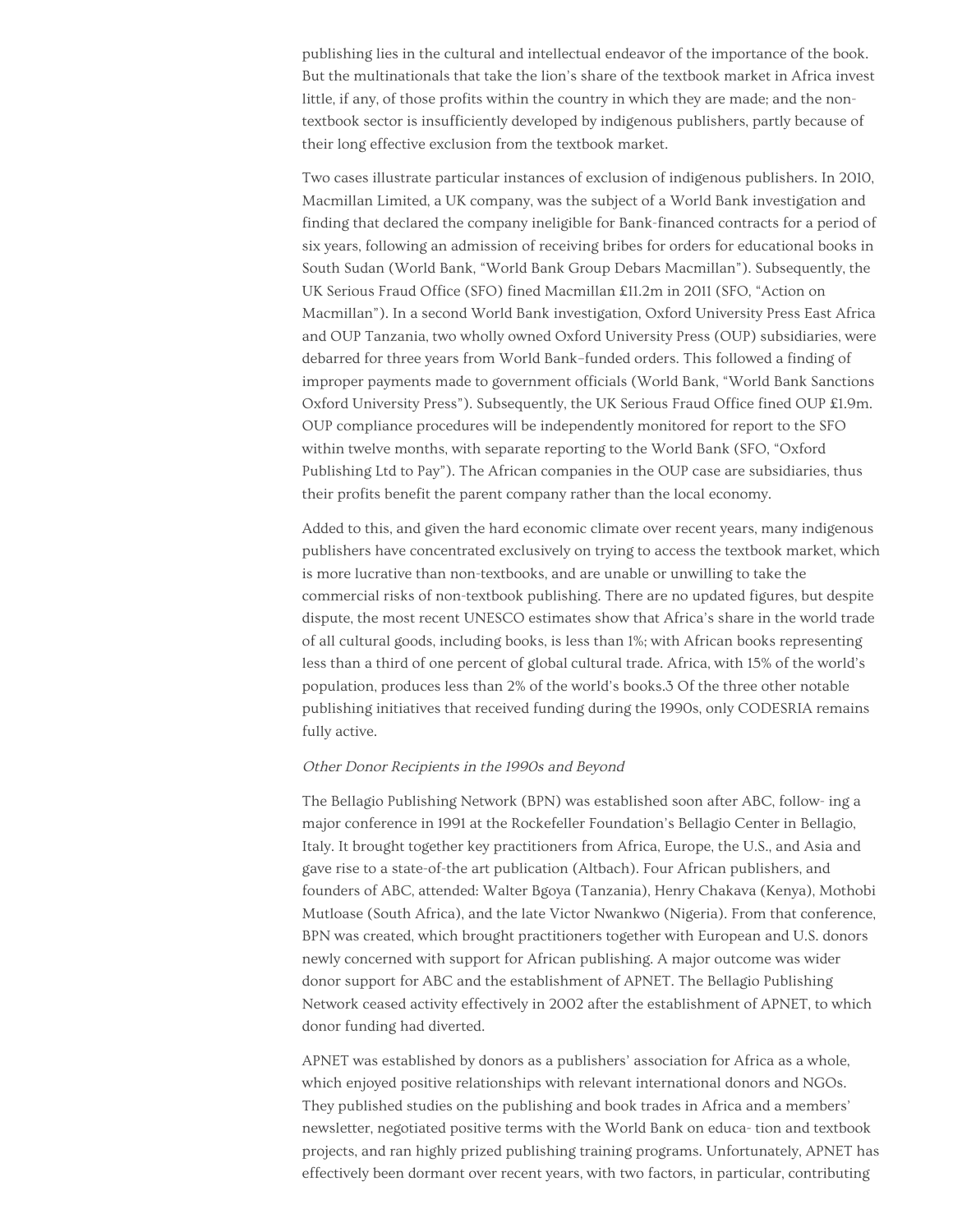publishing lies in the cultural and intellectual endeavor of the importance of the book. But the multinationals that take the lion's share of the textbook market in Africa invest little, if any, of those profits within the country in which they are made; and the non-textbook sector is insufficiently developed by indigenous publishers, partly because of their long effective exclusion from the textbook market.

Two cases illustrate particular instances of exclusion of indigenous publishers. In 2010, Macmillan Limited, a UK company, was the subject of a World Bank investigation and finding that declared the company ineligible for Bank-financed contracts for a period of six years, following an admission of receiving bribes for orders for educational books in South Sudan (World Bank, "World Bank Group Debars Macmillan"). Subsequently, the UK Serious Fraud Office (SFO) fined Macmillan £11.2m in 2011 (SFO, "Action on Macmillan"). In a second World Bank investigation, Oxford University Press East Africa and OUP Tanzania, two wholly owned Oxford University Press (OUP) subsidiaries, were debarred for three years from World Bank–funded orders. This followed a finding of improper payments made to government officials (World Bank, "World Bank Sanctions Oxford University Press"). Subsequently, the UK Serious Fraud Office fined OUP £1.9m. OUP compliance procedures will be independently monitored for report to the SFO within twelve months, with separate reporting to the World Bank (SFO, "Oxford Publishing Ltd to Pay"). The African companies in the OUP case are subsidiaries, thus their profits benefit the parent company rather than the local economy.

Added to this, and given the hard economic climate over recent years, many indigenous publishers have concentrated exclusively on trying to access the textbook market, which is more lucrative than non-textbooks, and are unable or unwilling to take the commercial risks of non-textbook publishing. There are no updated figures, but despite dispute, the most recent UNESCO estimates show that Africa's share in the world trade of all cultural goods, including books, is less than 1%; with African books representing less than a third of one percent of global cultural trade. Africa, with 15% of the world's population, produces less than 2% of the world's books.[3] Of the three other notable publishing initiatives that received funding during the 1990s, only CODESRIA remains fully active.

*Other Donor Recipients in the 1990s and Beyond*

The Bellagio Publishing Network (BPN) was established soon after ABC, follow- ing a major conference in 1991 at the Rockefeller Foundation's Bellagio Center in Bellagio, Italy. It brought together key practitioners from Africa, Europe, the U.S., and Asia and gave rise to a state-of-the art publication (Altbach). Four African publishers, and founders of ABC, attended: Walter Bgoya (Tanzania), Henry Chakava (Kenya), Mothobi Mutloase (South Africa), and the late Victor Nwankwo (Nigeria). From that conference, BPN was created, which brought practitioners together with European and U.S. donors newly concerned with support for African publishing. A major outcome was wider donor support for ABC and the establishment of APNET. The Bellagio Publishing Network ceased activity effectively in 2002 after the establishment of APNET, to which donor funding had diverted.

APNET was established by donors as a publishers' association for Africa as a whole, which enjoyed positive relationships with relevant international donors and NGOs. They published studies on the publishing and book trades in Africa and a members' newsletter, negotiated positive terms with the World Bank on educa- tion and textbook projects, and ran highly prized publishing training programs. Unfortunately, APNET has effectively been dormant over recent years, with two factors, in particular, contributing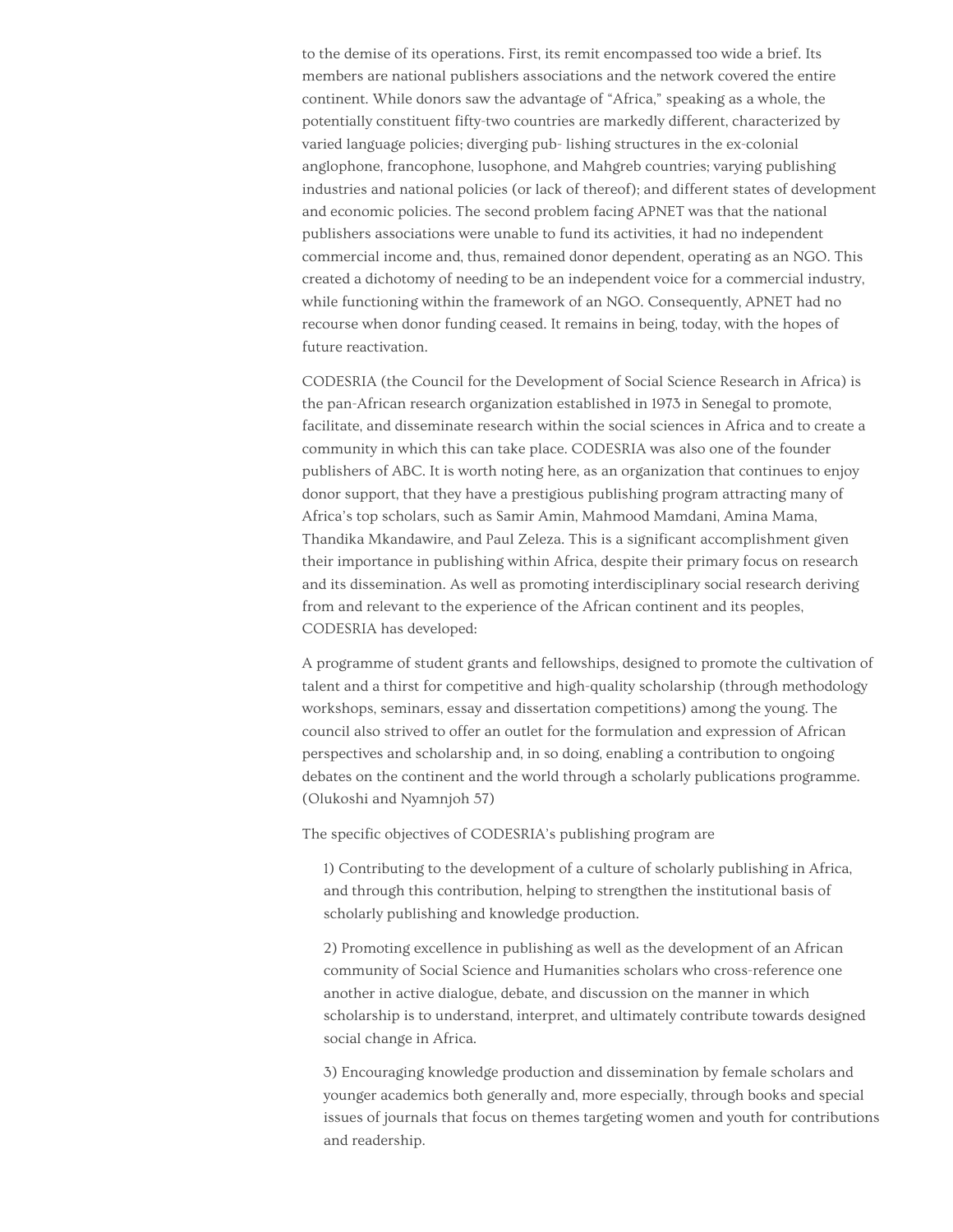to the demise of its operations. First, its remit encompassed too wide a brief. Its members are national publishers associations and the network covered the entire continent. While donors saw the advantage of "Africa," speaking as a whole, the potentially constituent fifty-two countries are markedly different, characterized by varied language policies; diverging pub- lishing structures in the ex-colonial anglophone, francophone, lusophone, and Mahgreb countries; varying publishing industries and national policies (or lack of thereof); and different states of development and economic policies. The second problem facing APNET was that the national publishers associations were unable to fund its activities, it had no independent commercial income and, thus, remained donor dependent, operating as an NGO. This created a dichotomy of needing to be an independent voice for a commercial industry, while functioning within the framework of an NGO. Consequently, APNET had no recourse when donor funding ceased. It remains in being, today, with the hopes of future reactivation.

CODESRIA (the Council for the Development of Social Science Research in Africa) is the pan-African research organization established in 1973 in Senegal to promote, facilitate, and disseminate research within the social sciences in Africa and to create a community in which this can take place. CODESRIA was also one of the founder publishers of ABC. It is worth noting here, as an organization that continues to enjoy donor support, that they have a prestigious publishing program attracting many of Africa's top scholars, such as Samir Amin, Mahmood Mamdani, Amina Mama, Thandika Mkandawire, and Paul Zeleza. This is a significant accomplishment given their importance in publishing within Africa, despite their primary focus on research and its dissemination. As well as promoting interdisciplinary social research deriving from and relevant to the experience of the African continent and its peoples, CODESRIA has developed:

A programme of student grants and fellowships, designed to promote the cultivation of talent and a thirst for competitive and high-quality scholarship (through methodology workshops, seminars, essay and dissertation competitions) among the young. The council also strived to offer an outlet for the formulation and expression of African perspectives and scholarship and, in so doing, enabling a contribution to ongoing debates on the continent and the world through a scholarly publications programme. (Olukoshi and Nyamnjoh 57)

The specific objectives of CODESRIA's publishing program are

1) Contributing to the development of a culture of scholarly publishing in Africa, and through this contribution, helping to strengthen the institutional basis of scholarly publishing and knowledge production.

2) Promoting excellence in publishing as well as the development of an African community of Social Science and Humanities scholars who cross-reference one another in active dialogue, debate, and discussion on the manner in which scholarship is to understand, interpret, and ultimately contribute towards designed social change in Africa.

3) Encouraging knowledge production and dissemination by female scholars and younger academics both generally and, more especially, through books and special issues of journals that focus on themes targeting women and youth for contributions and readership.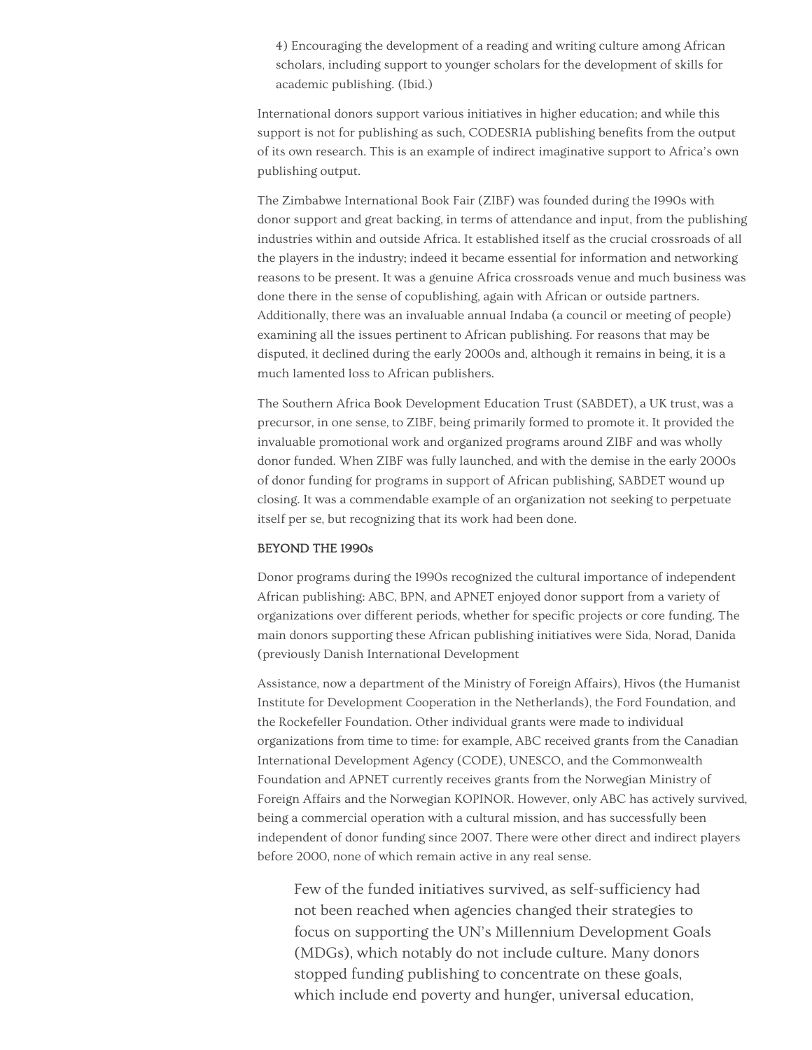4) Encouraging the development of a reading and writing culture among African scholars, including support to younger scholars for the development of skills for academic publishing. (Ibid.)

International donors support various initiatives in higher education; and while this support is not for publishing as such, CODESRIA publishing benefits from the output of its own research. This is an example of indirect imaginative support to Africa's own publishing output.

The Zimbabwe International Book Fair (ZIBF) was founded during the 1990s with donor support and great backing, in terms of attendance and input, from the publishing industries within and outside Africa. It established itself as the crucial crossroads of all the players in the industry; indeed it became essential for information and networking reasons to be present. It was a genuine Africa crossroads venue and much business was done there in the sense of copublishing, again with African or outside partners. Additionally, there was an invaluable annual Indaba (a council or meeting of people) examining all the issues pertinent to African publishing. For reasons that may be disputed, it declined during the early 2000s and, although it remains in being, it is a much lamented loss to African publishers.

The Southern Africa Book Development Education Trust (SABDET), a UK trust, was a precursor, in one sense, to ZIBF, being primarily formed to promote it. It provided the invaluable promotional work and organized programs around ZIBF and was wholly donor funded. When ZIBF was fully launched, and with the demise in the early 2000s of donor funding for programs in support of African publishing, SABDET wound up closing. It was a commendable example of an organization not seeking to perpetuate itself per se, but recognizing that its work had been done.

**BEYOND THE 1990s**

Donor programs during the 1990s recognized the cultural importance of independent African publishing: ABC, BPN, and APNET enjoyed donor support from a variety of organizations over different periods, whether for specific projects or core funding. The main donors supporting these African publishing initiatives were Sida, Norad, Danida (previously Danish International Development Assistance, now a department of the Ministry of Foreign Affairs), Hivos (the Humanist Institute for Development Cooperation in the Netherlands), the Ford Foundation, and the Rockefeller Foundation. Other individual grants were made to individual organizations from time to time: for example, ABC received grants from the Canadian International Development Agency (CODE), UNESCO, and the Commonwealth Foundation and APNET currently receives grants from the Norwegian Ministry of Foreign Affairs and the Norwegian KOPINOR. However, only ABC has actively survived, being a commercial operation with a cultural mission, and has successfully been independent of donor funding since 2007. There were other direct and indirect players before 2000, none of which remain active in any real sense.

> Few of the funded initiatives survived, as self-sufficiency had not been reached when agencies changed their strategies to focus on supporting the UN's Millennium Development Goals (MDGs), which notably do not include culture. Many donors stopped funding publishing to concentrate on these goals, which include end poverty and hunger, universal education,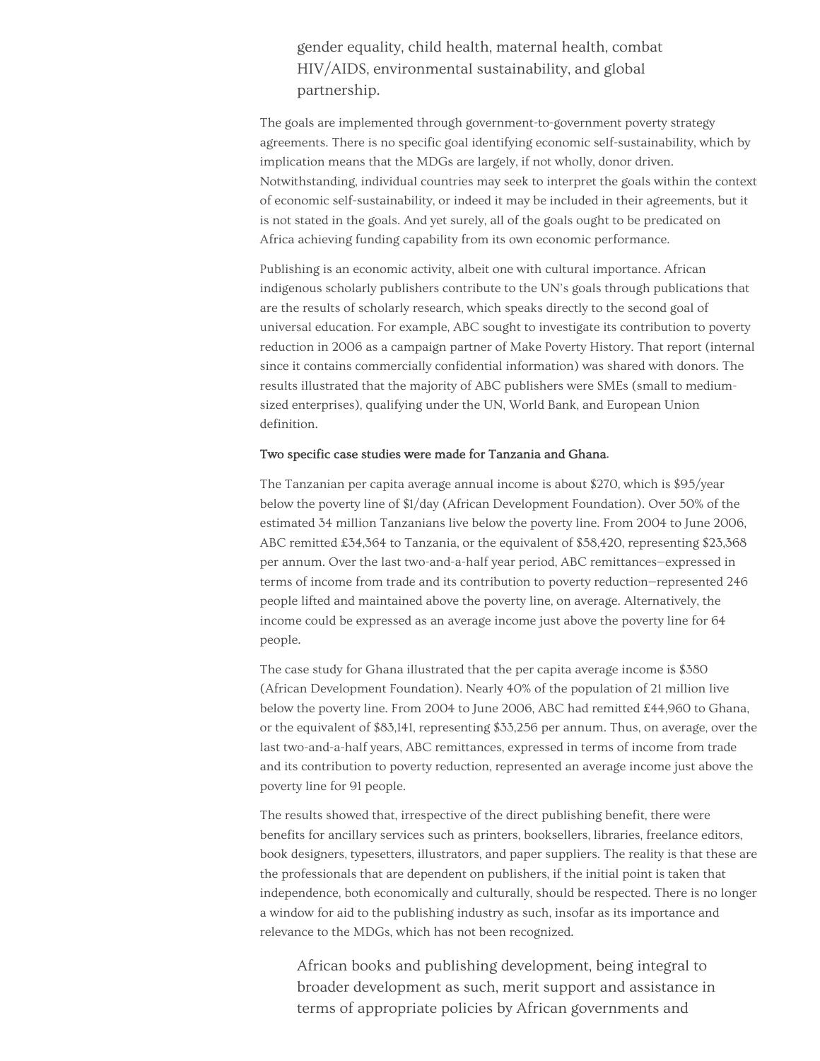> gender equality, child health, maternal health, combat HIV/AIDS, environmental sustainability, and global partnership.

The goals are implemented through government-to-government poverty strategy agreements. There is no specific goal identifying economic self-sustainability, which by implication means that the MDGs are largely, if not wholly, donor driven. Notwithstanding, individual countries may seek to interpret the goals within the context of economic self-sustainability, or indeed it may be included in their agreements, but it is not stated in the goals. And yet surely, all of the goals ought to be predicated on Africa achieving funding capability from its own economic performance.

Publishing is an economic activity, albeit one with cultural importance. African indigenous scholarly publishers contribute to the UN's goals through publications that are the results of scholarly research, which speaks directly to the second goal of universal education. For example, ABC sought to investigate its contribution to poverty reduction in 2006 as a campaign partner of Make Poverty History. That report (internal since it contains commercially confidential information) was shared with donors. The results illustrated that the majority of ABC publishers were SMEs (small to medium-sized enterprises), qualifying under the UN, World Bank, and European Union definition.

**Two specific case studies were made for Tanzania and Ghana**.

The Tanzanian per capita average annual income is about $270, which is $95/year below the poverty line of $1/day (African Development Foundation). Over 50% of the estimated 34 million Tanzanians live below the poverty line. From 2004 to June 2006, ABC remitted £34,364 to Tanzania, or the equivalent of $58,420, representing $23,368 per annum. Over the last two-and-a-half year period, ABC remittances—expressed in terms of income from trade and its contribution to poverty reduction—represented 246 people lifted and maintained above the poverty line, on average. Alternatively, the income could be expressed as an average income just above the poverty line for 64 people.

The case study for Ghana illustrated that the per capita average income is $380 (African Development Foundation). Nearly 40% of the population of 21 million live below the poverty line. From 2004 to June 2006, ABC had remitted £44,960 to Ghana, or the equivalent of $83,141, representing $33,256 per annum. Thus, on average, over the last two-and-a-half years, ABC remittances, expressed in terms of income from trade and its contribution to poverty reduction, represented an average income just above the poverty line for 91 people.

The results showed that, irrespective of the direct publishing benefit, there were benefits for ancillary services such as printers, booksellers, libraries, freelance editors, book designers, typesetters, illustrators, and paper suppliers. The reality is that these are the professionals that are dependent on publishers, if the initial point is taken that independence, both economically and culturally, should be respected. There is no longer a window for aid to the publishing industry as such, insofar as its importance and relevance to the MDGs, which has not been recognized.

> African books and publishing development, being integral to broader development as such, merit support and assistance in terms of appropriate policies by African governments and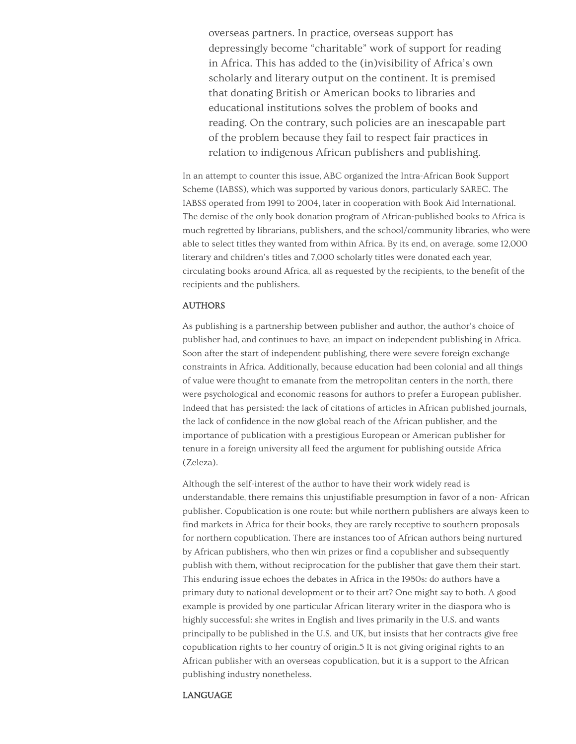> overseas partners. In practice, overseas support has depressingly become "charitable" work of support for reading in Africa. This has added to the (in)visibility of Africa's own scholarly and literary output on the continent. It is premised that donating British or American books to libraries and educational institutions solves the problem of books and reading. On the contrary, such policies are an inescapable part of the problem because they fail to respect fair practices in relation to indigenous African publishers and publishing.

In an attempt to counter this issue, ABC organized the Intra-African Book Support Scheme (IABSS), which was supported by various donors, particularly SAREC. The IABSS operated from 1991 to 2004, later in cooperation with Book Aid International. The demise of the only book donation program of African-published books to Africa is much regretted by librarians, publishers, and the school/community libraries, who were able to select titles they wanted from within Africa. By its end, on average, some 12,000 literary and children's titles and 7,000 scholarly titles were donated each year, circulating books around Africa, all as requested by the recipients, to the benefit of the recipients and the publishers.

## AUTHORS

As publishing is a partnership between publisher and author, the author's choice of publisher had, and continues to have, an impact on independent publishing in Africa. Soon after the start of independent publishing, there were severe foreign exchange constraints in Africa. Additionally, because education had been colonial and all things of value were thought to emanate from the metropolitan centers in the north, there were psychological and economic reasons for authors to prefer a European publisher. Indeed that has persisted: the lack of citations of articles in African published journals, the lack of confidence in the now global reach of the African publisher, and the importance of publication with a prestigious European or American publisher for tenure in a foreign university all feed the argument for publishing outside Africa (Zeleza).

Although the self-interest of the author to have their work widely read is understandable, there remains this unjustifiable presumption in favor of a non- African publisher. Copublication is one route: but while northern publishers are always keen to find markets in Africa for their books, they are rarely receptive to southern proposals for northern copublication. There are instances too of African authors being nurtured by African publishers, who then win prizes or find a copublisher and subsequently publish with them, without reciprocation for the publisher that gave them their start. This enduring issue echoes the debates in Africa in the 1980s: do authors have a primary duty to national development or to their art? One might say to both. A good example is provided by one particular African literary writer in the diaspora who is highly successful: she writes in English and lives primarily in the U.S. and wants principally to be published in the U.S. and UK, but insists that her contracts give free copublication rights to her country of origin.[5] It is not giving original rights to an African publisher with an overseas copublication, but it is a support to the African publishing industry nonetheless.

## LANGUAGE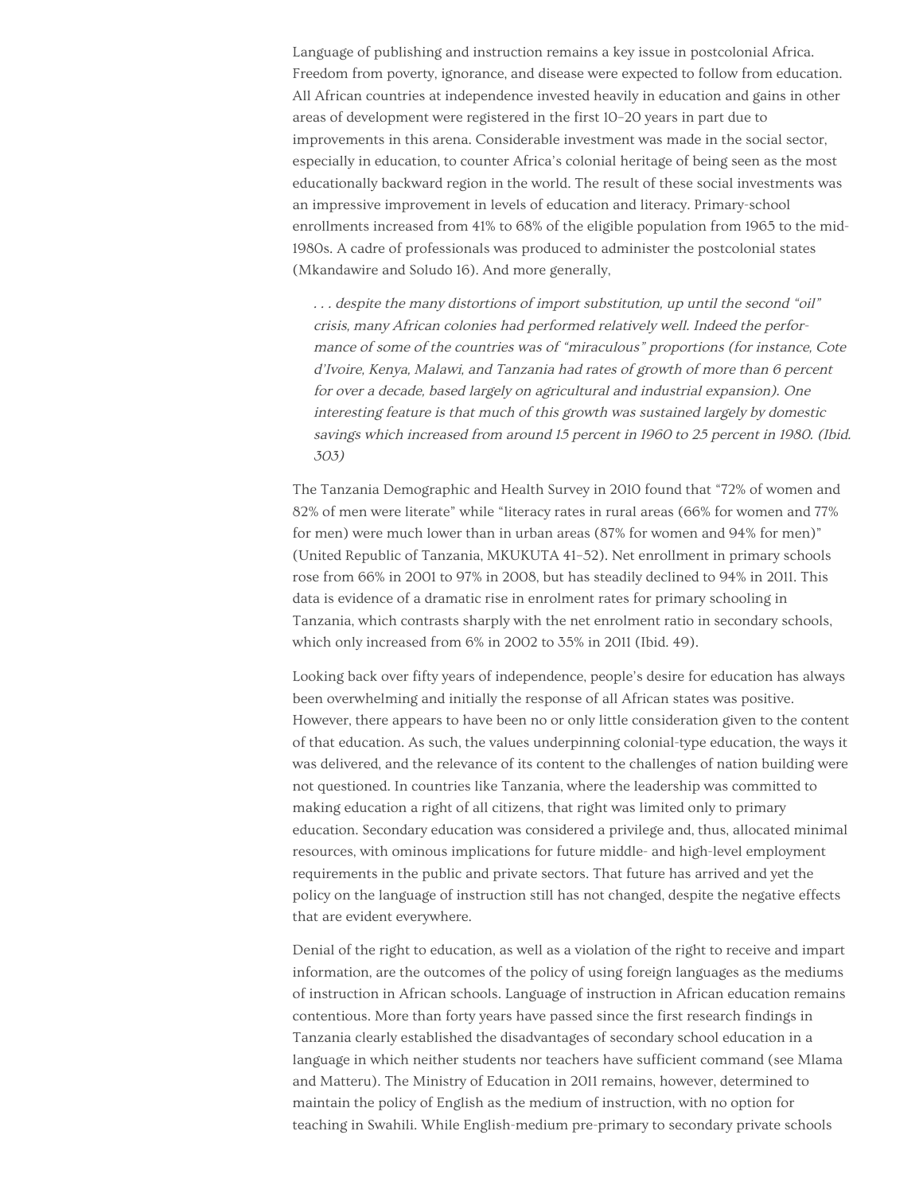Language of publishing and instruction remains a key issue in postcolonial Africa. Freedom from poverty, ignorance, and disease were expected to follow from education. All African countries at independence invested heavily in education and gains in other areas of development were registered in the first 10–20 years in part due to improvements in this arena. Considerable investment was made in the social sector, especially in education, to counter Africa's colonial heritage of being seen as the most educationally backward region in the world. The result of these social investments was an impressive improvement in levels of education and literacy. Primary-school enrollments increased from 41% to 68% of the eligible population from 1965 to the mid-1980s. A cadre of professionals was produced to administer the postcolonial states (Mkandawire and Soludo 16). And more generally,

> *. . . despite the many distortions of import substitution, up until the second "oil" crisis, many African colonies had performed relatively well. Indeed the performance of some of the countries was of "miraculous" proportions (for instance, Cote d'Ivoire, Kenya, Malawi, and Tanzania had rates of growth of more than 6 percent for over a decade, based largely on agricultural and industrial expansion). One interesting feature is that much of this growth was sustained largely by domestic savings which increased from around 15 percent in 1960 to 25 percent in 1980. (Ibid. 303)*

The Tanzania Demographic and Health Survey in 2010 found that "72% of women and 82% of men were literate" while "literacy rates in rural areas (66% for women and 77% for men) were much lower than in urban areas (87% for women and 94% for men)" (United Republic of Tanzania, MKUKUTA 41–52). Net enrollment in primary schools rose from 66% in 2001 to 97% in 2008, but has steadily declined to 94% in 2011. This data is evidence of a dramatic rise in enrolment rates for primary schooling in Tanzania, which contrasts sharply with the net enrolment ratio in secondary schools, which only increased from 6% in 2002 to 35% in 2011 (Ibid. 49).

Looking back over fifty years of independence, people's desire for education has always been overwhelming and initially the response of all African states was positive. However, there appears to have been no or only little consideration given to the content of that education. As such, the values underpinning colonial-type education, the ways it was delivered, and the relevance of its content to the challenges of nation building were not questioned. In countries like Tanzania, where the leadership was committed to making education a right of all citizens, that right was limited only to primary education. Secondary education was considered a privilege and, thus, allocated minimal resources, with ominous implications for future middle- and high-level employment requirements in the public and private sectors. That future has arrived and yet the policy on the language of instruction still has not changed, despite the negative effects that are evident everywhere.

Denial of the right to education, as well as a violation of the right to receive and impart information, are the outcomes of the policy of using foreign languages as the mediums of instruction in African schools. Language of instruction in African education remains contentious. More than forty years have passed since the first research findings in Tanzania clearly established the disadvantages of secondary school education in a language in which neither students nor teachers have sufficient command (see Mlama and Matteru). The Ministry of Education in 2011 remains, however, determined to maintain the policy of English as the medium of instruction, with no option for teaching in Swahili. While English-medium pre-primary to secondary private schools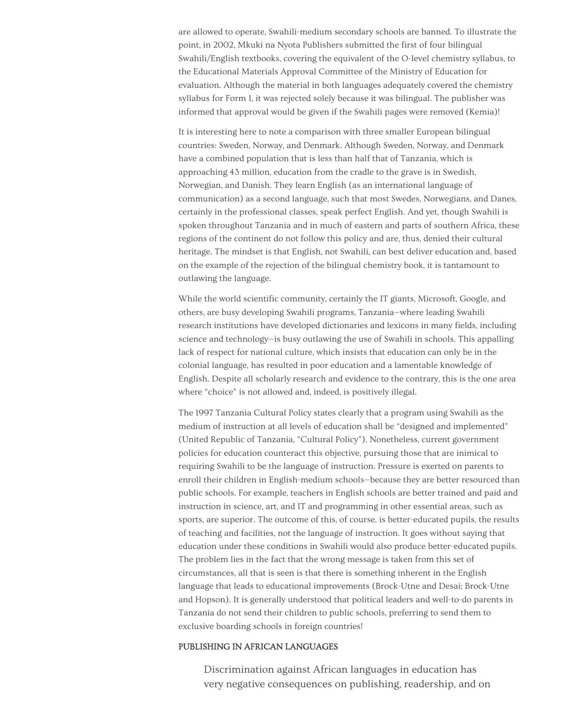are allowed to operate, Swahili-medium secondary schools are banned. To illustrate the point, in 2002, Mkuki na Nyota Publishers submitted the first of four bilingual Swahili/English textbooks, covering the equivalent of the O-level chemistry syllabus, to the Educational Materials Approval Committee of the Ministry of Education for evaluation. Although the material in both languages adequately covered the chemistry syllabus for Form 1, it was rejected solely because it was bilingual. The publisher was informed that approval would be given if the Swahili pages were removed (Kemia)!

It is interesting here to note a comparison with three smaller European bilingual countries: Sweden, Norway, and Denmark. Although Sweden, Norway, and Denmark have a combined population that is less than half that of Tanzania, which is approaching 43 million, education from the cradle to the grave is in Swedish, Norwegian, and Danish. They learn English (as an international language of communication) as a second language, such that most Swedes, Norwegians, and Danes, certainly in the professional classes, speak perfect English. And yet, though Swahili is spoken throughout Tanzania and in much of eastern and parts of southern Africa, these regions of the continent do not follow this policy and are, thus, denied their cultural heritage. The mindset is that English, not Swahili, can best deliver education and, based on the example of the rejection of the bilingual chemistry book, it is tantamount to outlawing the language.

While the world scientific community, certainly the IT giants, Microsoft, Google, and others, are busy developing Swahili programs, Tanzania—where leading Swahili research institutions have developed dictionaries and lexicons in many fields, including science and technology—is busy outlawing the use of Swahili in schools. This appalling lack of respect for national culture, which insists that education can only be in the colonial language, has resulted in poor education and a lamentable knowledge of English. Despite all scholarly research and evidence to the contrary, this is the one area where "choice" is not allowed and, indeed, is positively illegal.

The 1997 Tanzania Cultural Policy states clearly that a program using Swahili as the medium of instruction at all levels of education shall be "designed and implemented" (United Republic of Tanzania, "Cultural Policy"). Nonetheless, current government policies for education counteract this objective, pursuing those that are inimical to requiring Swahili to be the language of instruction. Pressure is exerted on parents to enroll their children in English-medium schools—because they are better resourced than public schools. For example, teachers in English schools are better trained and paid and instruction in science, art, and IT and programming in other essential areas, such as sports, are superior. The outcome of this, of course, is better-educated pupils, the results of teaching and facilities, not the language of instruction. It goes without saying that education under these conditions in Swahili would also produce better-educated pupils. The problem lies in the fact that the wrong message is taken from this set of circumstances, all that is seen is that there is something inherent in the English language that leads to educational improvements (Brock-Utne and Desai; Brock-Utne and Hopson). It is generally understood that political leaders and well-to-do parents in Tanzania do not send their children to public schools, preferring to send them to exclusive boarding schools in foreign countries!

### PUBLISHING IN AFRICAN LANGUAGES

> Discrimination against African languages in education has very negative consequences on publishing, readership, and on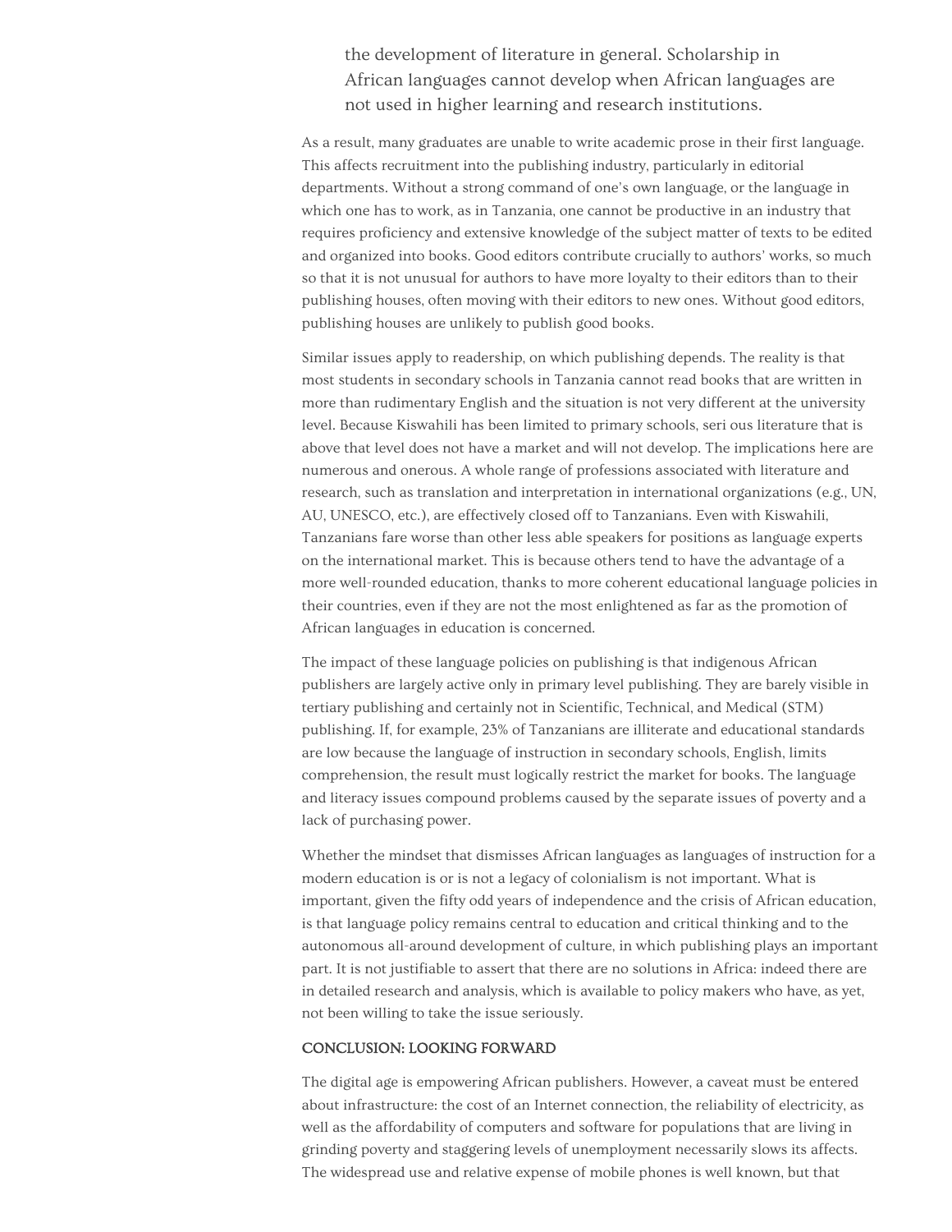> the development of literature in general. Scholarship in African languages cannot develop when African languages are not used in higher learning and research institutions.

As a result, many graduates are unable to write academic prose in their first language. This affects recruitment into the publishing industry, particularly in editorial departments. Without a strong command of one's own language, or the language in which one has to work, as in Tanzania, one cannot be productive in an industry that requires proficiency and extensive knowledge of the subject matter of texts to be edited and organized into books. Good editors contribute crucially to authors' works, so much so that it is not unusual for authors to have more loyalty to their editors than to their publishing houses, often moving with their editors to new ones. Without good editors, publishing houses are unlikely to publish good books.

Similar issues apply to readership, on which publishing depends. The reality is that most students in secondary schools in Tanzania cannot read books that are written in more than rudimentary English and the situation is not very different at the university level. Because Kiswahili has been limited to primary schools, seri ous literature that is above that level does not have a market and will not develop. The implications here are numerous and onerous. A whole range of professions associated with literature and research, such as translation and interpretation in international organizations (e.g., UN, AU, UNESCO, etc.), are effectively closed off to Tanzanians. Even with Kiswahili, Tanzanians fare worse than other less able speakers for positions as language experts on the international market. This is because others tend to have the advantage of a more well-rounded education, thanks to more coherent educational language policies in their countries, even if they are not the most enlightened as far as the promotion of African languages in education is concerned.

The impact of these language policies on publishing is that indigenous African publishers are largely active only in primary level publishing. They are barely visible in tertiary publishing and certainly not in Scientific, Technical, and Medical (STM) publishing. If, for example, 23% of Tanzanians are illiterate and educational standards are low because the language of instruction in secondary schools, English, limits comprehension, the result must logically restrict the market for books. The language and literacy issues compound problems caused by the separate issues of poverty and a lack of purchasing power.

Whether the mindset that dismisses African languages as languages of instruction for a modern education is or is not a legacy of colonialism is not important. What is important, given the fifty odd years of independence and the crisis of African education, is that language policy remains central to education and critical thinking and to the autonomous all-around development of culture, in which publishing plays an important part. It is not justifiable to assert that there are no solutions in Africa: indeed there are in detailed research and analysis, which is available to policy makers who have, as yet, not been willing to take the issue seriously.

## CONCLUSION: LOOKING FORWARD

The digital age is empowering African publishers. However, a caveat must be entered about infrastructure: the cost of an Internet connection, the reliability of electricity, as well as the affordability of computers and software for populations that are living in grinding poverty and staggering levels of unemployment necessarily slows its affects. The widespread use and relative expense of mobile phones is well known, but that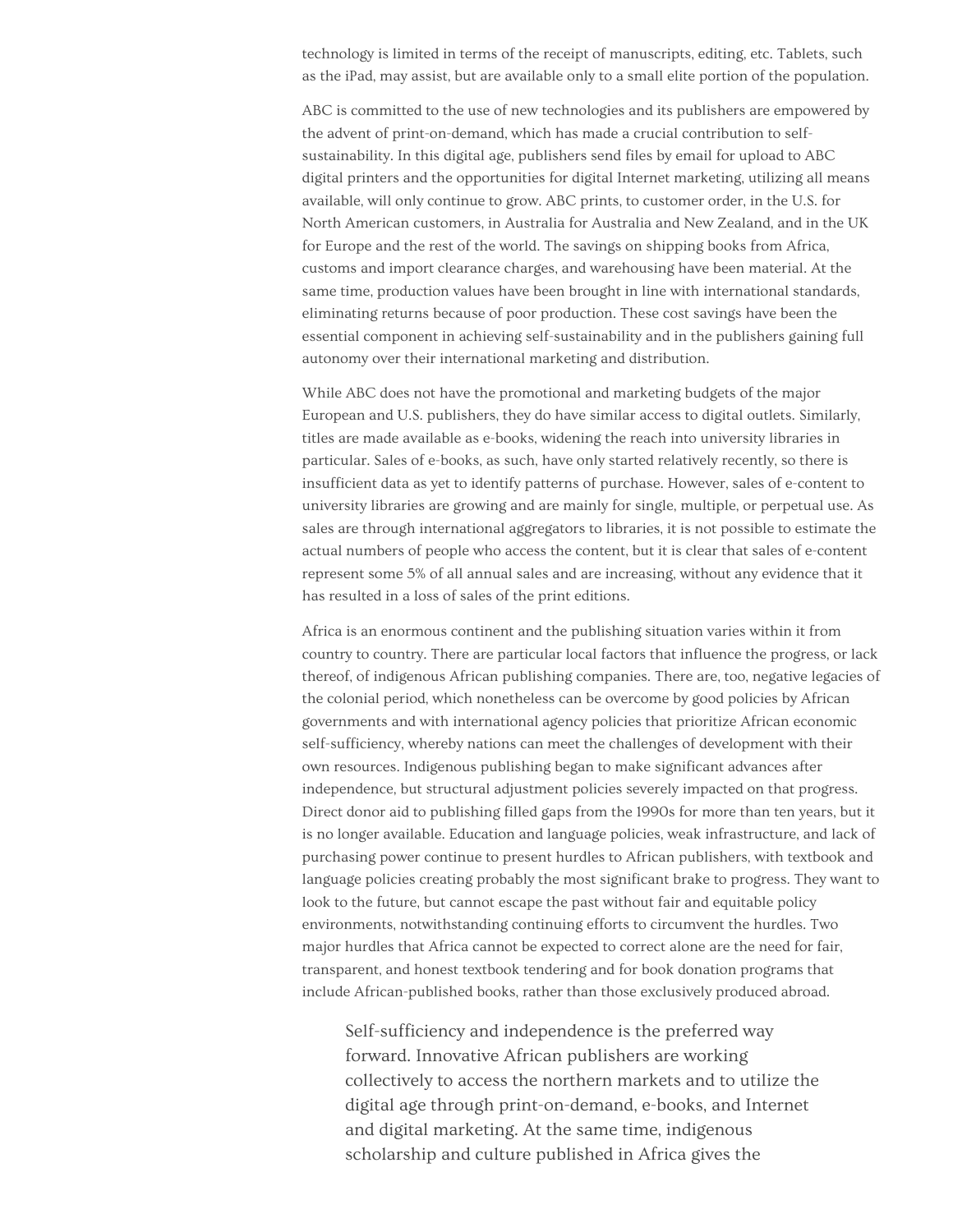technology is limited in terms of the receipt of manuscripts, editing, etc. Tablets, such as the iPad, may assist, but are available only to a small elite portion of the population.

ABC is committed to the use of new technologies and its publishers are empowered by the advent of print-on-demand, which has made a crucial contribution to self-sustainability. In this digital age, publishers send files by email for upload to ABC digital printers and the opportunities for digital Internet marketing, utilizing all means available, will only continue to grow. ABC prints, to customer order, in the U.S. for North American customers, in Australia for Australia and New Zealand, and in the UK for Europe and the rest of the world. The savings on shipping books from Africa, customs and import clearance charges, and warehousing have been material. At the same time, production values have been brought in line with international standards, eliminating returns because of poor production. These cost savings have been the essential component in achieving self-sustainability and in the publishers gaining full autonomy over their international marketing and distribution.

While ABC does not have the promotional and marketing budgets of the major European and U.S. publishers, they do have similar access to digital outlets. Similarly, titles are made available as e-books, widening the reach into university libraries in particular. Sales of e-books, as such, have only started relatively recently, so there is insufficient data as yet to identify patterns of purchase. However, sales of e-content to university libraries are growing and are mainly for single, multiple, or perpetual use. As sales are through international aggregators to libraries, it is not possible to estimate the actual numbers of people who access the content, but it is clear that sales of e-content represent some 5% of all annual sales and are increasing, without any evidence that it has resulted in a loss of sales of the print editions.

Africa is an enormous continent and the publishing situation varies within it from country to country. There are particular local factors that influence the progress, or lack thereof, of indigenous African publishing companies. There are, too, negative legacies of the colonial period, which nonetheless can be overcome by good policies by African governments and with international agency policies that prioritize African economic self-sufficiency, whereby nations can meet the challenges of development with their own resources. Indigenous publishing began to make significant advances after independence, but structural adjustment policies severely impacted on that progress. Direct donor aid to publishing filled gaps from the 1990s for more than ten years, but it is no longer available. Education and language policies, weak infrastructure, and lack of purchasing power continue to present hurdles to African publishers, with textbook and language policies creating probably the most significant brake to progress. They want to look to the future, but cannot escape the past without fair and equitable policy environments, notwithstanding continuing efforts to circumvent the hurdles. Two major hurdles that Africa cannot be expected to correct alone are the need for fair, transparent, and honest textbook tendering and for book donation programs that include African-published books, rather than those exclusively produced abroad.

> Self-sufficiency and independence is the preferred way forward. Innovative African publishers are working collectively to access the northern markets and to utilize the digital age through print-on-demand, e-books, and Internet and digital marketing. At the same time, indigenous scholarship and culture published in Africa gives the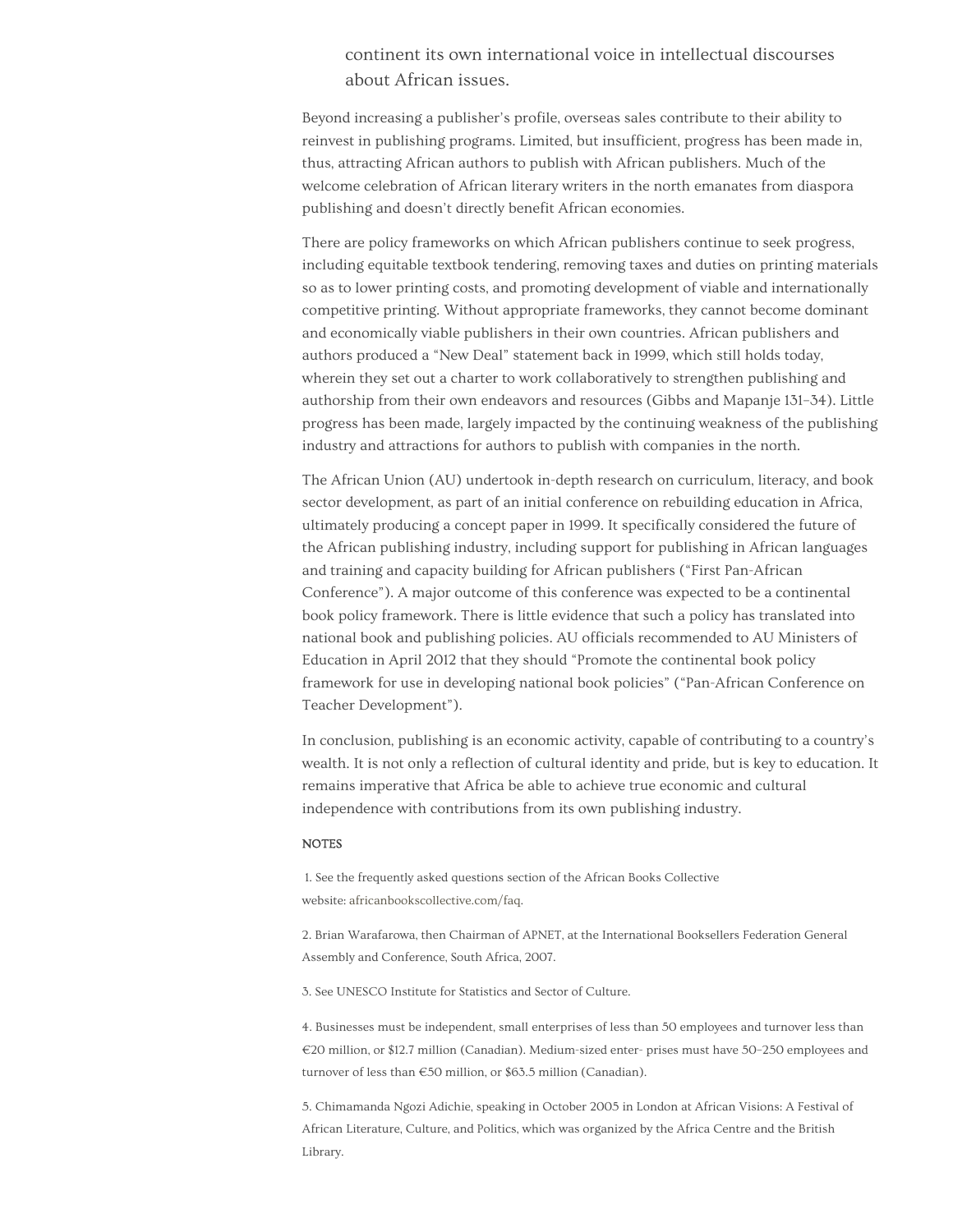continent its own international voice in intellectual discourses about African issues.

Beyond increasing a publisher's profile, overseas sales contribute to their ability to reinvest in publishing programs. Limited, but insufficient, progress has been made in, thus, attracting African authors to publish with African publishers. Much of the welcome celebration of African literary writers in the north emanates from diaspora publishing and doesn't directly benefit African economies.

There are policy frameworks on which African publishers continue to seek progress, including equitable textbook tendering, removing taxes and duties on printing materials so as to lower printing costs, and promoting development of viable and internationally competitive printing. Without appropriate frameworks, they cannot become dominant and economically viable publishers in their own countries. African publishers and authors produced a "New Deal" statement back in 1999, which still holds today, wherein they set out a charter to work collaboratively to strengthen publishing and authorship from their own endeavors and resources (Gibbs and Mapanje 131–34). Little progress has been made, largely impacted by the continuing weakness of the publishing industry and attractions for authors to publish with companies in the north.

The African Union (AU) undertook in-depth research on curriculum, literacy, and book sector development, as part of an initial conference on rebuilding education in Africa, ultimately producing a concept paper in 1999. It specifically considered the future of the African publishing industry, including support for publishing in African languages and training and capacity building for African publishers ("First Pan-African Conference"). A major outcome of this conference was expected to be a continental book policy framework. There is little evidence that such a policy has translated into national book and publishing policies. AU officials recommended to AU Ministers of Education in April 2012 that they should "Promote the continental book policy framework for use in developing national book policies" ("Pan-African Conference on Teacher Development").

In conclusion, publishing is an economic activity, capable of contributing to a country's wealth. It is not only a reflection of cultural identity and pride, but is key to education. It remains imperative that Africa be able to achieve true economic and cultural independence with contributions from its own publishing industry.

NOTES

1. See the frequently asked questions section of the African Books Collective website: africanbookscollective.com/faq.

2. Brian Warafarowa, then Chairman of APNET, at the International Booksellers Federation General Assembly and Conference, South Africa, 2007.

3. See UNESCO Institute for Statistics and Sector of Culture.

4. Businesses must be independent, small enterprises of less than 50 employees and turnover less than €20 million, or $12.7 million (Canadian). Medium-sized enter- prises must have 50–250 employees and turnover of less than €50 million, or $63.5 million (Canadian).

5. Chimamanda Ngozi Adichie, speaking in October 2005 in London at African Visions: A Festival of African Literature, Culture, and Politics, which was organized by the Africa Centre and the British Library.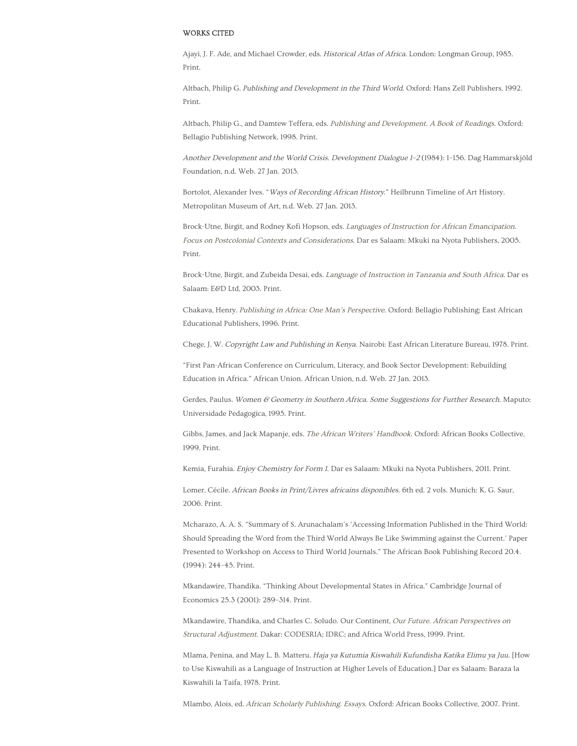## WORKS CITED

Ajayi, J. F. Ade, and Michael Crowder, eds. *Historical Atlas of Africa*. London: Longman Group, 1985. Print.

Altbach, Philip G. *Publishing and Development in the Third World*. Oxford: Hans Zell Publishers, 1992. Print.

Altbach, Philip G., and Damtew Teffera, eds. *Publishing and Development. A Book of Readings*. Oxford: Bellagio Publishing Network, 1998. Print.

*Another Development and the World Crisis*. *Development Dialogue 1–2* (1984): 1–156. Dag Hammarskjöld Foundation, n.d. Web. 27 Jan. 2013.

Bortolot, Alexander Ives. "*Ways of Recording African History*." Heilbrunn Timeline of Art History. Metropolitan Museum of Art, n.d. Web. 27 Jan. 2013.

Brock-Utne, Birgit, and Rodney Kofi Hopson, eds. *Languages of Instruction for African Emancipation. Focus on Postcolonial Contexts and Considerations*. Dar es Salaam: Mkuki na Nyota Publishers, 2005. Print.

Brock-Utne, Birgit, and Zubeida Desai, eds. *Language of Instruction in Tanzania and South Africa*. Dar es Salaam: E&D Ltd, 2003. Print.

Chakava, Henry. *Publishing in Africa: One Man's Perspective*. Oxford: Bellagio Publishing; East African Educational Publishers, 1996. Print.

Chege, J. W. *Copyright Law and Publishing in Kenya*. Nairobi: East African Literature Bureau, 1978. Print.

"First Pan-African Conference on Curriculum, Literacy, and Book Sector Development: Rebuilding Education in Africa." African Union. African Union, n.d. Web. 27 Jan. 2013.

Gerdes, Paulus. *Women & Geometry in Southern Africa. Some Suggestions for Further Research*. Maputo: Universidade Pedagogica, 1995. Print.

Gibbs, James, and Jack Mapanje, eds. *The African Writers' Handbook*. Oxford: African Books Collective, 1999. Print.

Kemia, Furahia. *Enjoy Chemistry for Form 1*. Dar es Salaam: Mkuki na Nyota Publishers, 2011. Print.

Lomer, Cécile. *African Books in Print/Livres africains disponibles*. 6th ed. 2 vols. Munich: K. G. Saur, 2006. Print.

Mcharazo, A. A. S. "Summary of S. Arunachalam's 'Accessing Information Published in the Third World: Should Spreading the Word from the Third World Always Be Like Swimming against the Current.' Paper Presented to Workshop on Access to Third World Journals." The African Book Publishing Record 20.4. (1994): 244–45. Print.

Mkandawire, Thandika. "Thinking About Developmental States in Africa." Cambridge Journal of Economics 25.3 (2001): 289–314. Print.

Mkandawire, Thandika, and Charles C. Soludo. Our Continent, *Our Future. African Perspectives on Structural Adjustment*. Dakar: CODESRIA; IDRC; and Africa World Press, 1999. Print.

Mlama, Penina, and May L. B. Matteru. *Haja ya Kutumia Kiswahili Kufundisha Katika Elimu ya Juu*. [How to Use Kiswahili as a Language of Instruction at Higher Levels of Education.] Dar es Salaam: Baraza la Kiswahili la Taifa, 1978. Print.

Mlambo, Alois, ed. *African Scholarly Publishing. Essays*. Oxford: African Books Collective, 2007. Print.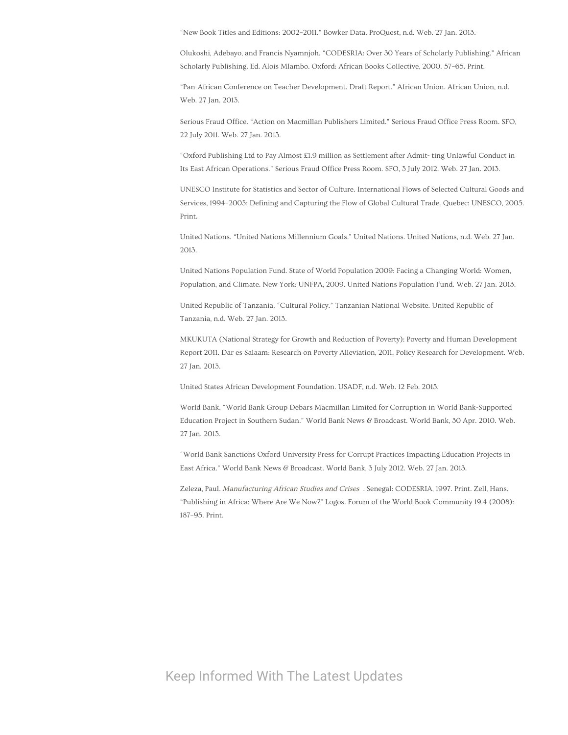"New Book Titles and Editions: 2002–2011." Bowker Data. ProQuest, n.d. Web. 27 Jan. 2013.

Olukoshi, Adebayo, and Francis Nyamnjoh. "CODESRIA: Over 30 Years of Scholarly Publishing." African Scholarly Publishing. Ed. Alois Mlambo. Oxford: African Books Collective, 2000. 57–65. Print.

"Pan-African Conference on Teacher Development. Draft Report." African Union. African Union, n.d. Web. 27 Jan. 2013.

Serious Fraud Office. "Action on Macmillan Publishers Limited." Serious Fraud Office Press Room. SFO, 22 July 2011. Web. 27 Jan. 2013.

"Oxford Publishing Ltd to Pay Almost £1.9 million as Settlement after Admit- ting Unlawful Conduct in Its East African Operations." Serious Fraud Office Press Room. SFO, 3 July 2012. Web. 27 Jan. 2013.

UNESCO Institute for Statistics and Sector of Culture. International Flows of Selected Cultural Goods and Services, 1994–2003: Defining and Capturing the Flow of Global Cultural Trade. Quebec: UNESCO, 2005. Print.

United Nations. "United Nations Millennium Goals." United Nations. United Nations, n.d. Web. 27 Jan. 2013.

United Nations Population Fund. State of World Population 2009: Facing a Changing World: Women, Population, and Climate. New York: UNFPA, 2009. United Nations Population Fund. Web. 27 Jan. 2013.

United Republic of Tanzania. "Cultural Policy." Tanzanian National Website. United Republic of Tanzania, n.d. Web. 27 Jan. 2013.

MKUKUTA (National Strategy for Growth and Reduction of Poverty): Poverty and Human Development Report 2011. Dar es Salaam: Research on Poverty Alleviation, 2011. Policy Research for Development. Web. 27 Jan. 2013.

United States African Development Foundation. USADF, n.d. Web. 12 Feb. 2013.

World Bank. "World Bank Group Debars Macmillan Limited for Corruption in World Bank-Supported Education Project in Southern Sudan." World Bank News & Broadcast. World Bank, 30 Apr. 2010. Web. 27 Jan. 2013.

"World Bank Sanctions Oxford University Press for Corrupt Practices Impacting Education Projects in East Africa." World Bank News & Broadcast. World Bank, 3 July 2012. Web. 27 Jan. 2013.

Zeleza, Paul. *Manufacturing African Studies and Crises* . Senegal: CODESRIA, 1997. Print. Zell, Hans. "Publishing in Africa: Where Are We Now?" Logos. Forum of the World Book Community 19.4 (2008): 187–95. Print.

Keep Informed With The Latest Updates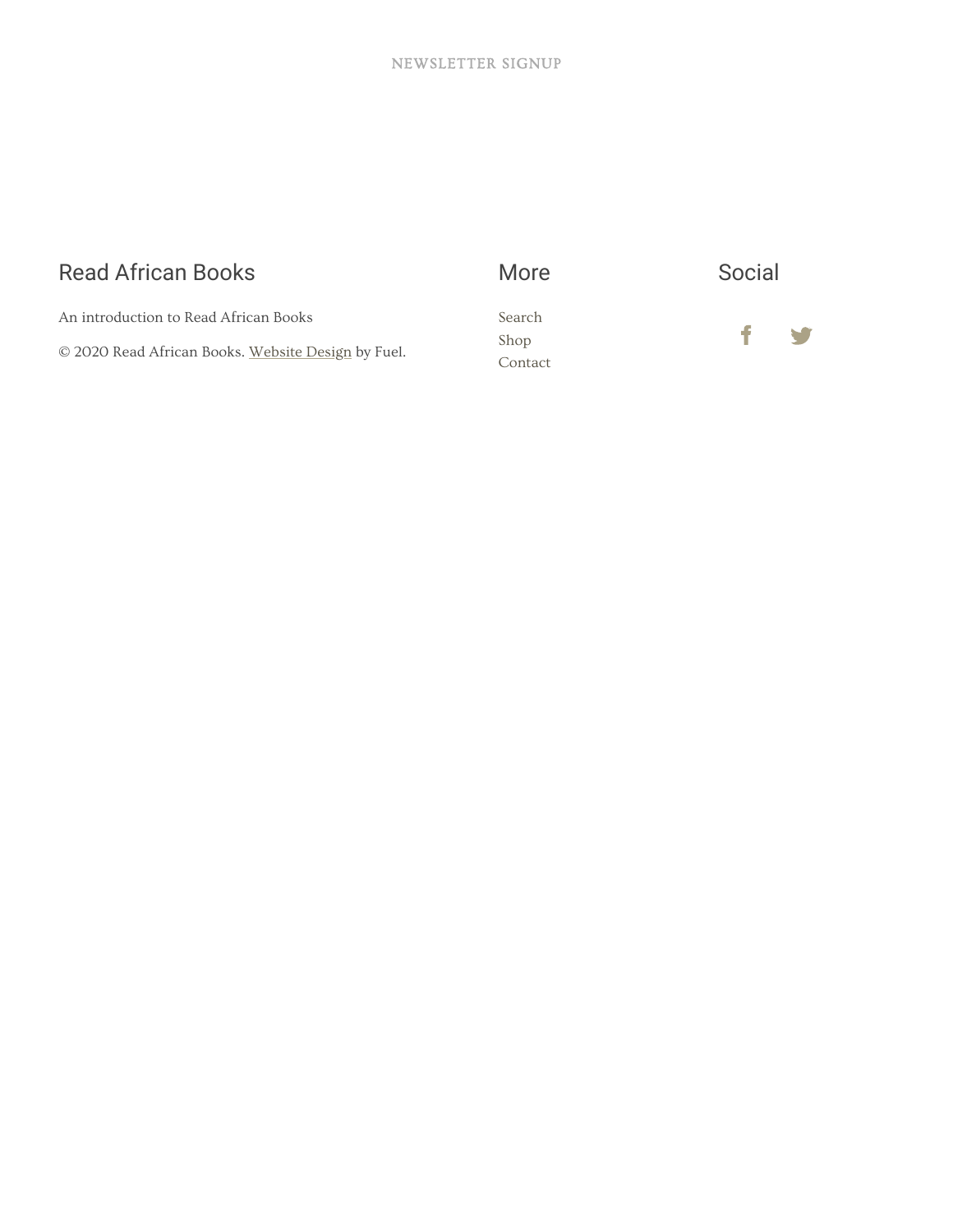NEWSLETTER SIGNUP

## Read African Books

An introduction to Read African Books

© 2020 Read African Books. Website Design by Fuel.

## More

Search
Shop
Contact

## Social